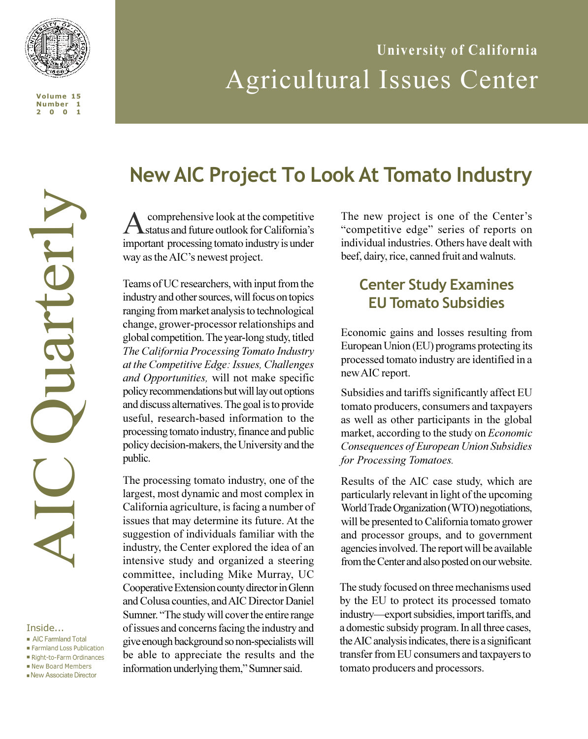University of California

# Agricultural Issues Center

# AIC Quarterly

Volume 15
Number 1
2001

Inside...

- AIC Farmland Total
- Farmland Loss Publication
- Right-to-Farm Ordinances
- New Board Members
- New Associate Director

## New AIC Project To Look At Tomato Industry

A comprehensive look at the competitive status and future outlook for California's important processing tomato industry is under way as the AIC's newest project.

Teams of UC researchers, with input from the industry and other sources, will focus on topics ranging from market analysis to technological change, grower-processor relationships and global competition. The year-long study, titled *The California Processing Tomato Industry at the Competitive Edge: Issues, Challenges and Opportunities,* will not make specific policy recommendations but will lay out options and discuss alternatives. The goal is to provide useful, research-based information to the processing tomato industry, finance and public policy decision-makers, the University and the public.

The processing tomato industry, one of the largest, most dynamic and most complex in California agriculture, is facing a number of issues that may determine its future. At the suggestion of individuals familiar with the industry, the Center explored the idea of an intensive study and organized a steering committee, including Mike Murray, UC Cooperative Extension county director in Glenn and Colusa counties, and AIC Director Daniel Sumner. "The study will cover the entire range of issues and concerns facing the industry and give enough background so non-specialists will be able to appreciate the results and the information underlying them," Sumner said.

The new project is one of the Center's "competitive edge" series of reports on individual industries. Others have dealt with beef, dairy, rice, canned fruit and walnuts.

## Center Study Examines EU Tomato Subsidies

Economic gains and losses resulting from European Union (EU) programs protecting its processed tomato industry are identified in a new AIC report.

Subsidies and tariffs significantly affect EU tomato producers, consumers and taxpayers as well as other participants in the global market, according to the study on *Economic Consequences of European Union Subsidies for Processing Tomatoes.*

Results of the AIC case study, which are particularly relevant in light of the upcoming World Trade Organization (WTO) negotiations, will be presented to California tomato grower and processor groups, and to government agencies involved. The report will be available from the Center and also posted on our website.

The study focused on three mechanisms used by the EU to protect its processed tomato industry—export subsidies, import tariffs, and a domestic subsidy program. In all three cases, the AIC analysis indicates, there is a significant transfer from EU consumers and taxpayers to tomato producers and processors.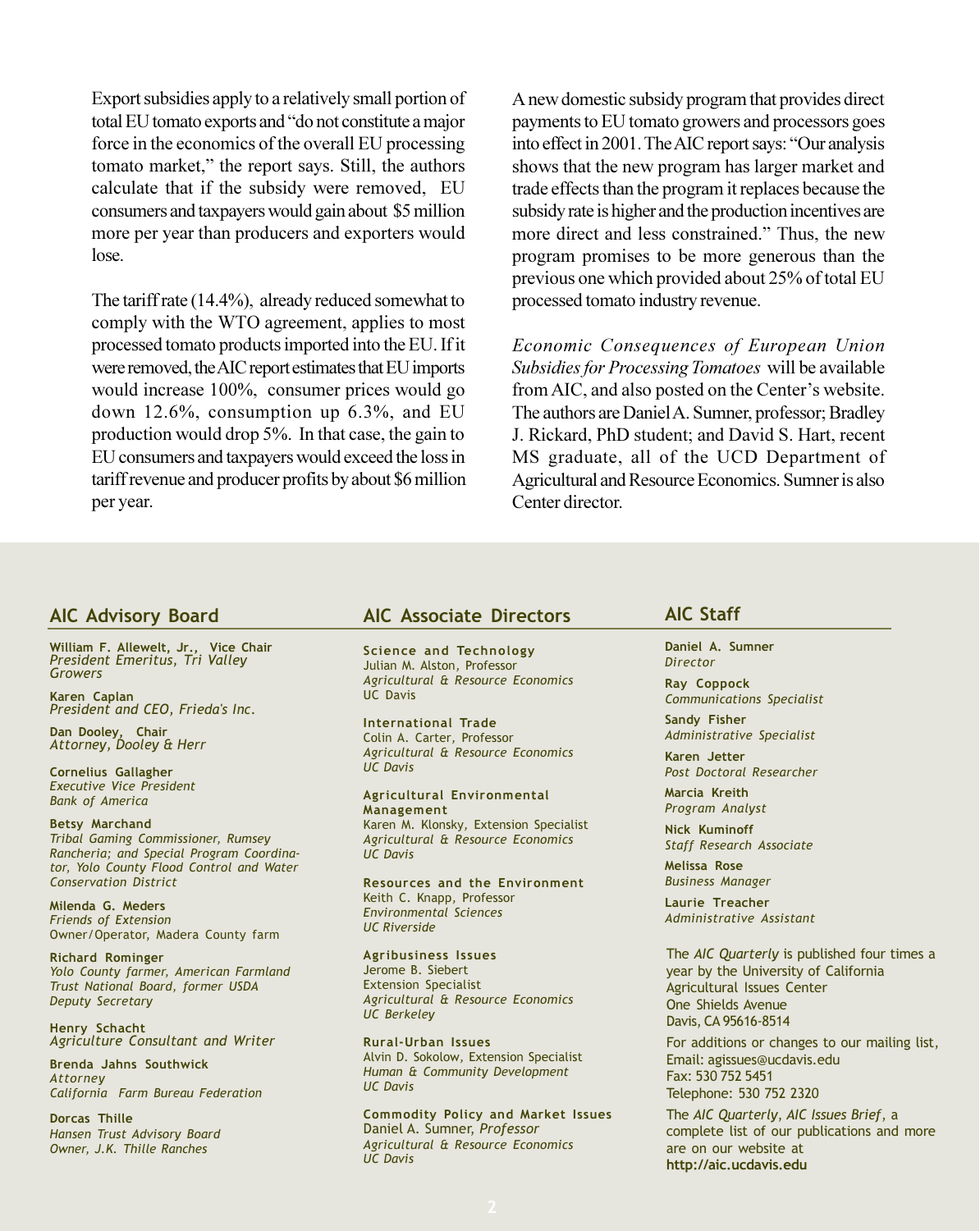Export subsidies apply to a relatively small portion of total EU tomato exports and "do not constitute a major force in the economics of the overall EU processing tomato market," the report says. Still, the authors calculate that if the subsidy were removed, EU consumers and taxpayers would gain about $5 million more per year than producers and exporters would lose.

The tariff rate (14.4%), already reduced somewhat to comply with the WTO agreement, applies to most processed tomato products imported into the EU. If it were removed, the AIC report estimates that EU imports would increase 100%, consumer prices would go down 12.6%, consumption up 6.3%, and EU production would drop 5%. In that case, the gain to EU consumers and taxpayers would exceed the loss in tariff revenue and producer profits by about $6 million per year.

A new domestic subsidy program that provides direct payments to EU tomato growers and processors goes into effect in 2001. The AIC report says: "Our analysis shows that the new program has larger market and trade effects than the program it replaces because the subsidy rate is higher and the production incentives are more direct and less constrained." Thus, the new program promises to be more generous than the previous one which provided about 25% of total EU processed tomato industry revenue.

*Economic Consequences of European Union Subsidies for Processing Tomatoes* will be available from AIC, and also posted on the Center's website. The authors are Daniel A. Sumner, professor; Bradley J. Rickard, PhD student; and David S. Hart, recent MS graduate, all of the UCD Department of Agricultural and Resource Economics. Sumner is also Center director.

## AIC Advisory Board

**William F. Allewelt, Jr., Vice Chair**
*President Emeritus, Tri Valley Growers*

**Karen Caplan**
*President and CEO, Frieda's Inc.*

**Dan Dooley, Chair**
*Attorney, Dooley & Herr*

**Cornelius Gallagher**
*Executive Vice President*
*Bank of America*

**Betsy Marchand**
*Tribal Gaming Commissioner, Rumsey Rancheria; and Special Program Coordinator, Yolo County Flood Control and Water Conservation District*

**Milenda G. Meders**
*Friends of Extension*
Owner/Operator, Madera County farm

**Richard Rominger**
*Yolo County farmer, American Farmland Trust National Board, former USDA Deputy Secretary*

**Henry Schacht**
*Agriculture Consultant and Writer*

**Brenda Jahns Southwick**
*Attorney*
*California Farm Bureau Federation*

**Dorcas Thille**
*Hansen Trust Advisory Board*
*Owner, J.K. Thille Ranches*

## AIC Associate Directors

**Science and Technology**
Julian M. Alston, Professor
*Agricultural & Resource Economics*
UC Davis

**International Trade**
Colin A. Carter, Professor
*Agricultural & Resource Economics*
*UC Davis*

**Agricultural Environmental Management**
Karen M. Klonsky, Extension Specialist
*Agricultural & Resource Economics*
*UC Davis*

**Resources and the Environment**
Keith C. Knapp, Professor
*Environmental Sciences*
*UC Riverside*

**Agribusiness Issues**
Jerome B. Siebert
Extension Specialist
*Agricultural & Resource Economics*
*UC Berkeley*

**Rural-Urban Issues**
Alvin D. Sokolow, Extension Specialist
*Human & Community Development*
*UC Davis*

**Commodity Policy and Market Issues**
Daniel A. Sumner, *Professor*
*Agricultural & Resource Economics*
*UC Davis*

## AIC Staff

**Daniel A. Sumner**
*Director*

**Ray Coppock**
*Communications Specialist*

**Sandy Fisher**
*Administrative Specialist*

**Karen Jetter**
*Post Doctoral Researcher*

**Marcia Kreith**
*Program Analyst*

**Nick Kuminoff**
*Staff Research Associate*

**Melissa Rose**
*Business Manager*

**Laurie Treacher**
*Administrative Assistant*

The *AIC Quarterly* is published four times a year by the University of California Agricultural Issues Center
One Shields Avenue
Davis, CA 95616-8514

For additions or changes to our mailing list,
Email: agissues@ucdavis.edu
Fax: 530 752 5451
Telephone: 530 752 2320

The *AIC Quarterly*, *AIC Issues Brief*, a complete list of our publications and more are on our website at **http://aic.ucdavis.edu**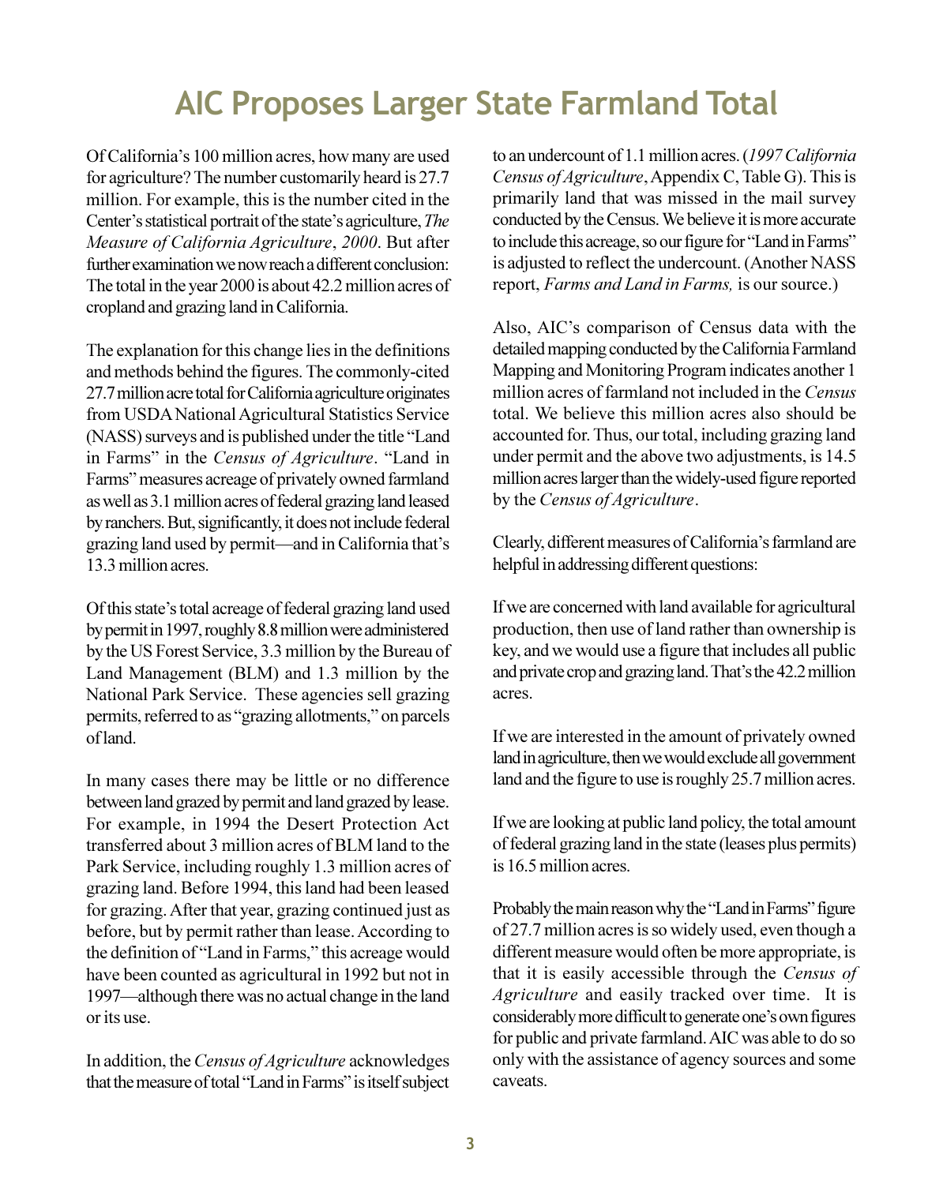# AIC Proposes Larger State Farmland Total

Of California's 100 million acres, how many are used for agriculture? The number customarily heard is 27.7 million. For example, this is the number cited in the Center's statistical portrait of the state's agriculture, *The Measure of California Agriculture*, *2000*. But after further examination we now reach a different conclusion: The total in the year 2000 is about 42.2 million acres of cropland and grazing land in California.

The explanation for this change lies in the definitions and methods behind the figures. The commonly-cited 27.7 million acre total for California agriculture originates from USDA National Agricultural Statistics Service (NASS) surveys and is published under the title "Land in Farms" in the *Census of Agriculture*. "Land in Farms" measures acreage of privately owned farmland as well as 3.1 million acres of federal grazing land leased by ranchers. But, significantly, it does not include federal grazing land used by permit—and in California that's 13.3 million acres.

Of this state's total acreage of federal grazing land used by permit in 1997, roughly 8.8 million were administered by the US Forest Service, 3.3 million by the Bureau of Land Management (BLM) and 1.3 million by the National Park Service. These agencies sell grazing permits, referred to as "grazing allotments," on parcels of land.

In many cases there may be little or no difference between land grazed by permit and land grazed by lease. For example, in 1994 the Desert Protection Act transferred about 3 million acres of BLM land to the Park Service, including roughly 1.3 million acres of grazing land. Before 1994, this land had been leased for grazing. After that year, grazing continued just as before, but by permit rather than lease. According to the definition of "Land in Farms," this acreage would have been counted as agricultural in 1992 but not in 1997—although there was no actual change in the land or its use.

In addition, the *Census of Agriculture* acknowledges that the measure of total "Land in Farms" is itself subject to an undercount of 1.1 million acres. (*1997 California Census of Agriculture*, Appendix C, Table G). This is primarily land that was missed in the mail survey conducted by the Census. We believe it is more accurate to include this acreage, so our figure for "Land in Farms" is adjusted to reflect the undercount. (Another NASS report, *Farms and Land in Farms,* is our source.)

Also, AIC's comparison of Census data with the detailed mapping conducted by the California Farmland Mapping and Monitoring Program indicates another 1 million acres of farmland not included in the *Census* total. We believe this million acres also should be accounted for. Thus, our total, including grazing land under permit and the above two adjustments, is 14.5 million acres larger than the widely-used figure reported by the *Census of Agriculture*.

Clearly, different measures of California's farmland are helpful in addressing different questions:

If we are concerned with land available for agricultural production, then use of land rather than ownership is key, and we would use a figure that includes all public and private crop and grazing land. That's the 42.2 million acres.

If we are interested in the amount of privately owned land in agriculture, then we would exclude all government land and the figure to use is roughly 25.7 million acres.

If we are looking at public land policy, the total amount of federal grazing land in the state (leases plus permits) is 16.5 million acres.

Probably the main reason why the "Land in Farms" figure of 27.7 million acres is so widely used, even though a different measure would often be more appropriate, is that it is easily accessible through the *Census of Agriculture* and easily tracked over time. It is considerably more difficult to generate one's own figures for public and private farmland. AIC was able to do so only with the assistance of agency sources and some caveats.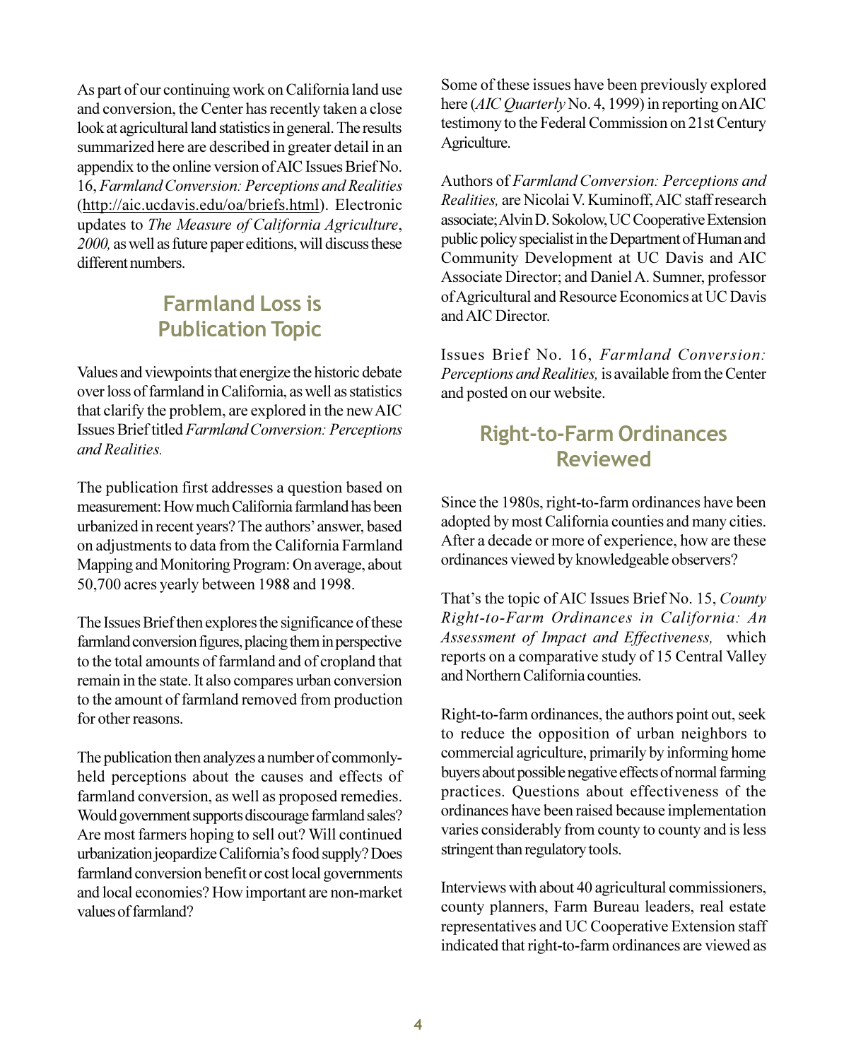As part of our continuing work on California land use and conversion, the Center has recently taken a close look at agricultural land statistics in general. The results summarized here are described in greater detail in an appendix to the online version of AIC Issues Brief No. 16, *Farmland Conversion: Perceptions and Realities* (http://aic.ucdavis.edu/oa/briefs.html). Electronic updates to *The Measure of California Agriculture*, *2000,* as well as future paper editions, will discuss these different numbers.

## Farmland Loss is Publication Topic

Values and viewpoints that energize the historic debate over loss of farmland in California, as well as statistics that clarify the problem, are explored in the new AIC Issues Brief titled *Farmland Conversion: Perceptions and Realities.*

The publication first addresses a question based on measurement: How much California farmland has been urbanized in recent years? The authors' answer, based on adjustments to data from the California Farmland Mapping and Monitoring Program: On average, about 50,700 acres yearly between 1988 and 1998.

The Issues Brief then explores the significance of these farmland conversion figures, placing them in perspective to the total amounts of farmland and of cropland that remain in the state. It also compares urban conversion to the amount of farmland removed from production for other reasons.

The publication then analyzes a number of commonly-held perceptions about the causes and effects of farmland conversion, as well as proposed remedies. Would government supports discourage farmland sales? Are most farmers hoping to sell out? Will continued urbanization jeopardize California's food supply? Does farmland conversion benefit or cost local governments and local economies? How important are non-market values of farmland?

Some of these issues have been previously explored here (*AIC Quarterly* No. 4, 1999) in reporting on AIC testimony to the Federal Commission on 21st Century Agriculture.

Authors of *Farmland Conversion: Perceptions and Realities,* are Nicolai V. Kuminoff, AIC staff research associate; Alvin D. Sokolow, UC Cooperative Extension public policy specialist in the Department of Human and Community Development at UC Davis and AIC Associate Director; and Daniel A. Sumner, professor of Agricultural and Resource Economics at UC Davis and AIC Director.

Issues Brief No. 16, *Farmland Conversion: Perceptions and Realities,* is available from the Center and posted on our website.

## Right-to-Farm Ordinances Reviewed

Since the 1980s, right-to-farm ordinances have been adopted by most California counties and many cities. After a decade or more of experience, how are these ordinances viewed by knowledgeable observers?

That's the topic of AIC Issues Brief No. 15, *County Right-to-Farm Ordinances in California: An Assessment of Impact and Effectiveness,* which reports on a comparative study of 15 Central Valley and Northern California counties.

Right-to-farm ordinances, the authors point out, seek to reduce the opposition of urban neighbors to commercial agriculture, primarily by informing home buyers about possible negative effects of normal farming practices. Questions about effectiveness of the ordinances have been raised because implementation varies considerably from county to county and is less stringent than regulatory tools.

Interviews with about 40 agricultural commissioners, county planners, Farm Bureau leaders, real estate representatives and UC Cooperative Extension staff indicated that right-to-farm ordinances are viewed as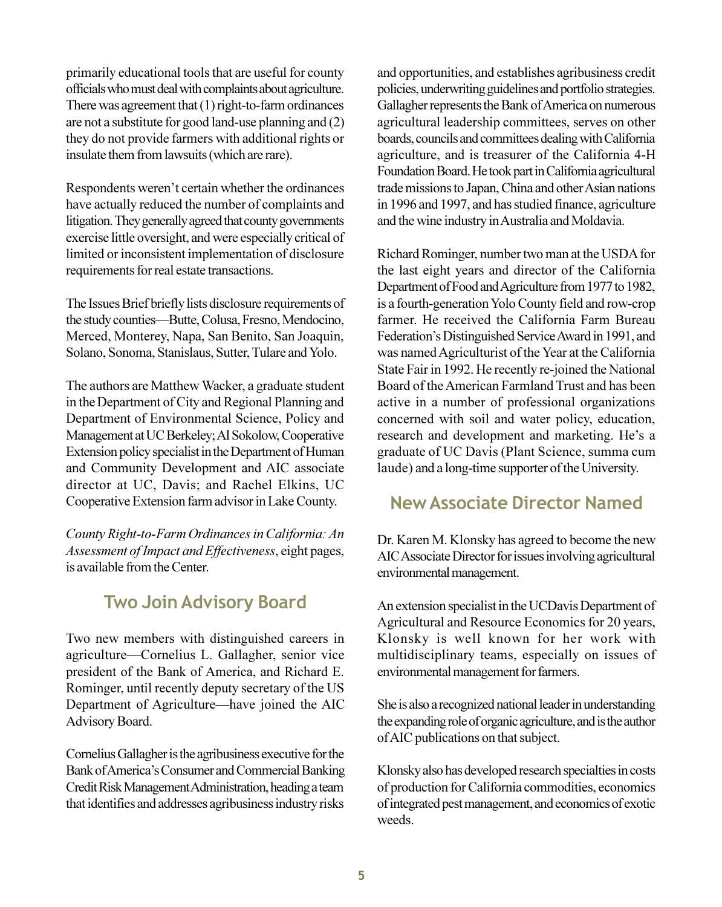primarily educational tools that are useful for county officials who must deal with complaints about agriculture. There was agreement that (1) right-to-farm ordinances are not a substitute for good land-use planning and (2) they do not provide farmers with additional rights or insulate them from lawsuits (which are rare).

Respondents weren't certain whether the ordinances have actually reduced the number of complaints and litigation. They generally agreed that county governments exercise little oversight, and were especially critical of limited or inconsistent implementation of disclosure requirements for real estate transactions.

The Issues Brief briefly lists disclosure requirements of the study counties—Butte, Colusa, Fresno, Mendocino, Merced, Monterey, Napa, San Benito, San Joaquin, Solano, Sonoma, Stanislaus, Sutter, Tulare and Yolo.

The authors are Matthew Wacker, a graduate student in the Department of City and Regional Planning and Department of Environmental Science, Policy and Management at UC Berkeley; Al Sokolow, Cooperative Extension policy specialist in the Department of Human and Community Development and AIC associate director at UC, Davis; and Rachel Elkins, UC Cooperative Extension farm advisor in Lake County.

*County Right-to-Farm Ordinances in California: An Assessment of Impact and Effectiveness*, eight pages, is available from the Center.

## Two Join Advisory Board

Two new members with distinguished careers in agriculture—Cornelius L. Gallagher, senior vice president of the Bank of America, and Richard E. Rominger, until recently deputy secretary of the US Department of Agriculture—have joined the AIC Advisory Board.

Cornelius Gallagher is the agribusiness executive for the Bank of America's Consumer and Commercial Banking Credit Risk Management Administration, heading a team that identifies and addresses agribusiness industry risks and opportunities, and establishes agribusiness credit policies, underwriting guidelines and portfolio strategies. Gallagher represents the Bank of America on numerous agricultural leadership committees, serves on other boards, councils and committees dealing with California agriculture, and is treasurer of the California 4-H Foundation Board. He took part in California agricultural trade missions to Japan, China and other Asian nations in 1996 and 1997, and has studied finance, agriculture and the wine industry in Australia and Moldavia.

Richard Rominger, number two man at the USDA for the last eight years and director of the California Department of Food and Agriculture from 1977 to 1982, is a fourth-generation Yolo County field and row-crop farmer. He received the California Farm Bureau Federation's Distinguished Service Award in 1991, and was named Agriculturist of the Year at the California State Fair in 1992. He recently re-joined the National Board of the American Farmland Trust and has been active in a number of professional organizations concerned with soil and water policy, education, research and development and marketing. He's a graduate of UC Davis (Plant Science, summa cum laude) and a long-time supporter of the University.

## New Associate Director Named

Dr. Karen M. Klonsky has agreed to become the new AIC Associate Director for issues involving agricultural environmental management.

An extension specialist in the UCDavis Department of Agricultural and Resource Economics for 20 years, Klonsky is well known for her work with multidisciplinary teams, especially on issues of environmental management for farmers.

She is also a recognized national leader in understanding the expanding role of organic agriculture, and is the author of AIC publications on that subject.

Klonsky also has developed research specialties in costs of production for California commodities, economics of integrated pest management, and economics of exotic weeds.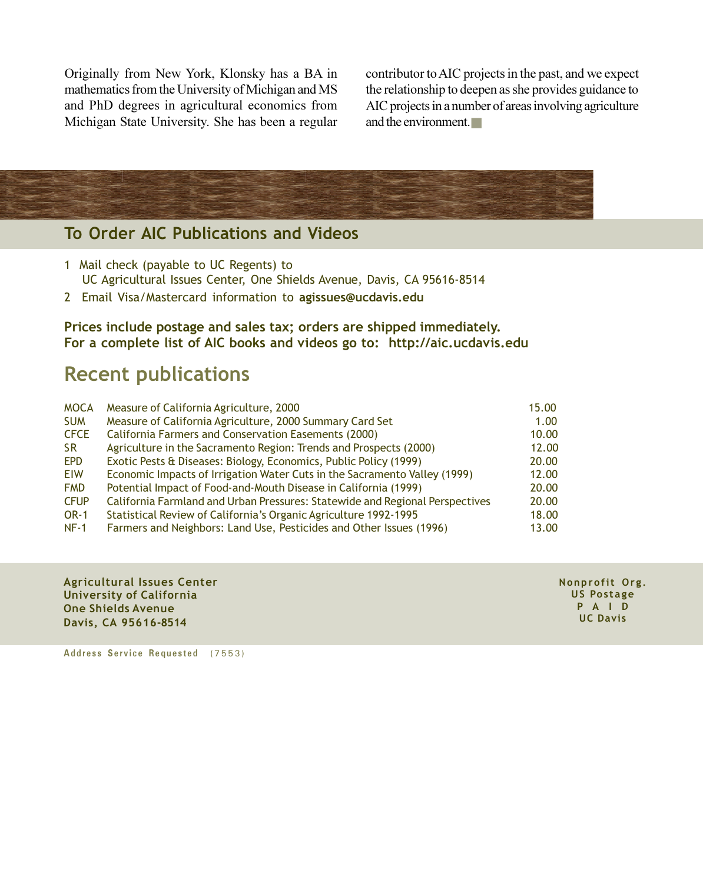Originally from New York, Klonsky has a BA in mathematics from the University of Michigan and MS and PhD degrees in agricultural economics from Michigan State University. She has been a regular contributor to AIC projects in the past, and we expect the relationship to deepen as she provides guidance to AIC projects in a number of areas involving agriculture and the environment.

## To Order AIC Publications and Videos

1. Mail check (payable to UC Regents) to
   UC Agricultural Issues Center, One Shields Avenue, Davis, CA 95616-8514
2. Email Visa/Mastercard information to **agissues@ucdavis.edu**

**Prices include postage and sales tax; orders are shipped immediately.**
**For a complete list of AIC books and videos go to: http://aic.ucdavis.edu**

## Recent publications

| | | |
|---|---|---|
| MOCA | Measure of California Agriculture, 2000 | 15.00 |
| SUM | Measure of California Agriculture, 2000 Summary Card Set | 1.00 |
| CFCE | California Farmers and Conservation Easements (2000) | 10.00 |
| SR | Agriculture in the Sacramento Region: Trends and Prospects (2000) | 12.00 |
| EPD | Exotic Pests & Diseases: Biology, Economics, Public Policy (1999) | 20.00 |
| EIW | Economic Impacts of Irrigation Water Cuts in the Sacramento Valley (1999) | 12.00 |
| FMD | Potential Impact of Food-and-Mouth Disease in California (1999) | 20.00 |
| CFUP | California Farmland and Urban Pressures: Statewide and Regional Perspectives | 20.00 |
| OR-1 | Statistical Review of California's Organic Agriculture 1992-1995 | 18.00 |
| NF-1 | Farmers and Neighbors: Land Use, Pesticides and Other Issues (1996) | 13.00 |

**Agricultural Issues Center**
**University of California**
**One Shields Avenue**
**Davis, CA 95616-8514**

**Nonprofit Org.**
**US Postage**
**PAID**
**UC Davis**

Address Service Requested (7553)